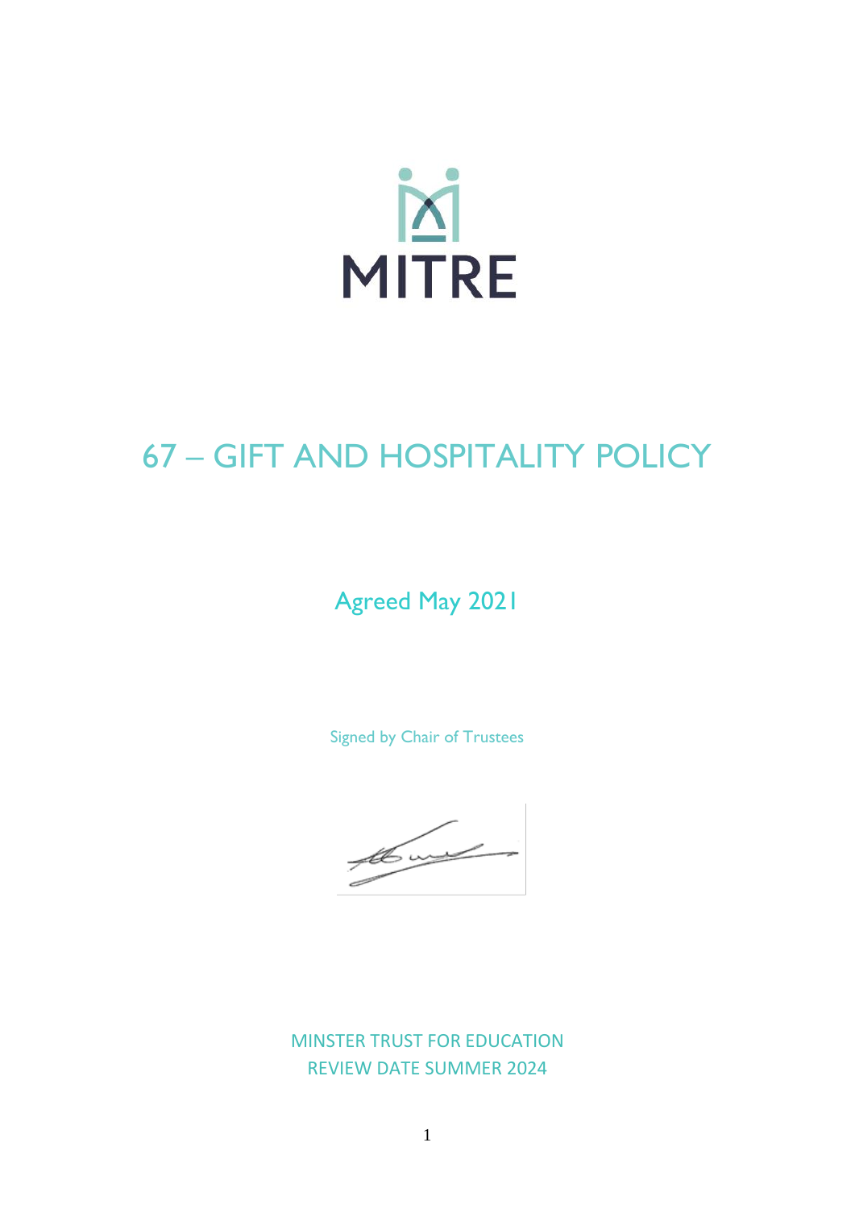MITRE

# 67 – GIFT AND HOSPITALITY POLICY

## Agreed May 2021

Signed by Chair of Trustees

MINSTER TRUST FOR EDUCATION
REVIEW DATE SUMMER 2024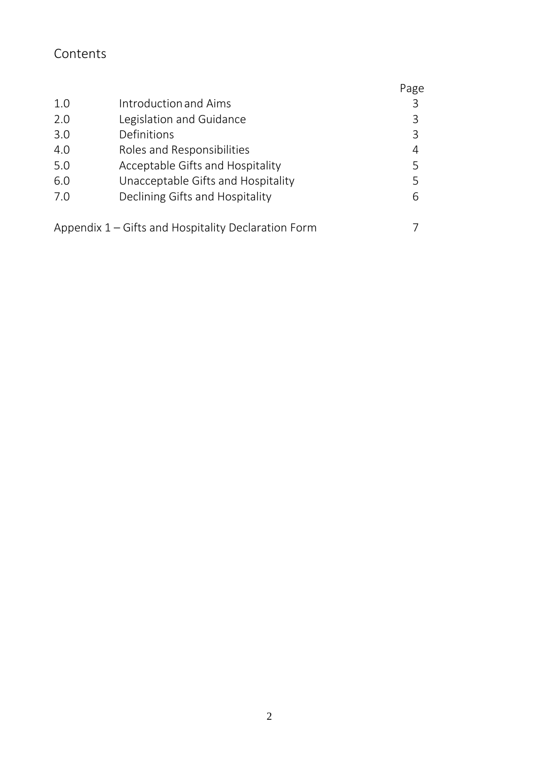## Contents

| | | Page |
|---|---|---|
| 1.0 | Introduction and Aims | 3 |
| 2.0 | Legislation and Guidance | 3 |
| 3.0 | Definitions | 3 |
| 4.0 | Roles and Responsibilities | 4 |
| 5.0 | Acceptable Gifts and Hospitality | 5 |
| 6.0 | Unacceptable Gifts and Hospitality | 5 |
| 7.0 | Declining Gifts and Hospitality | 6 |
| Appendix 1 – Gifts and Hospitality Declaration Form | | 7 |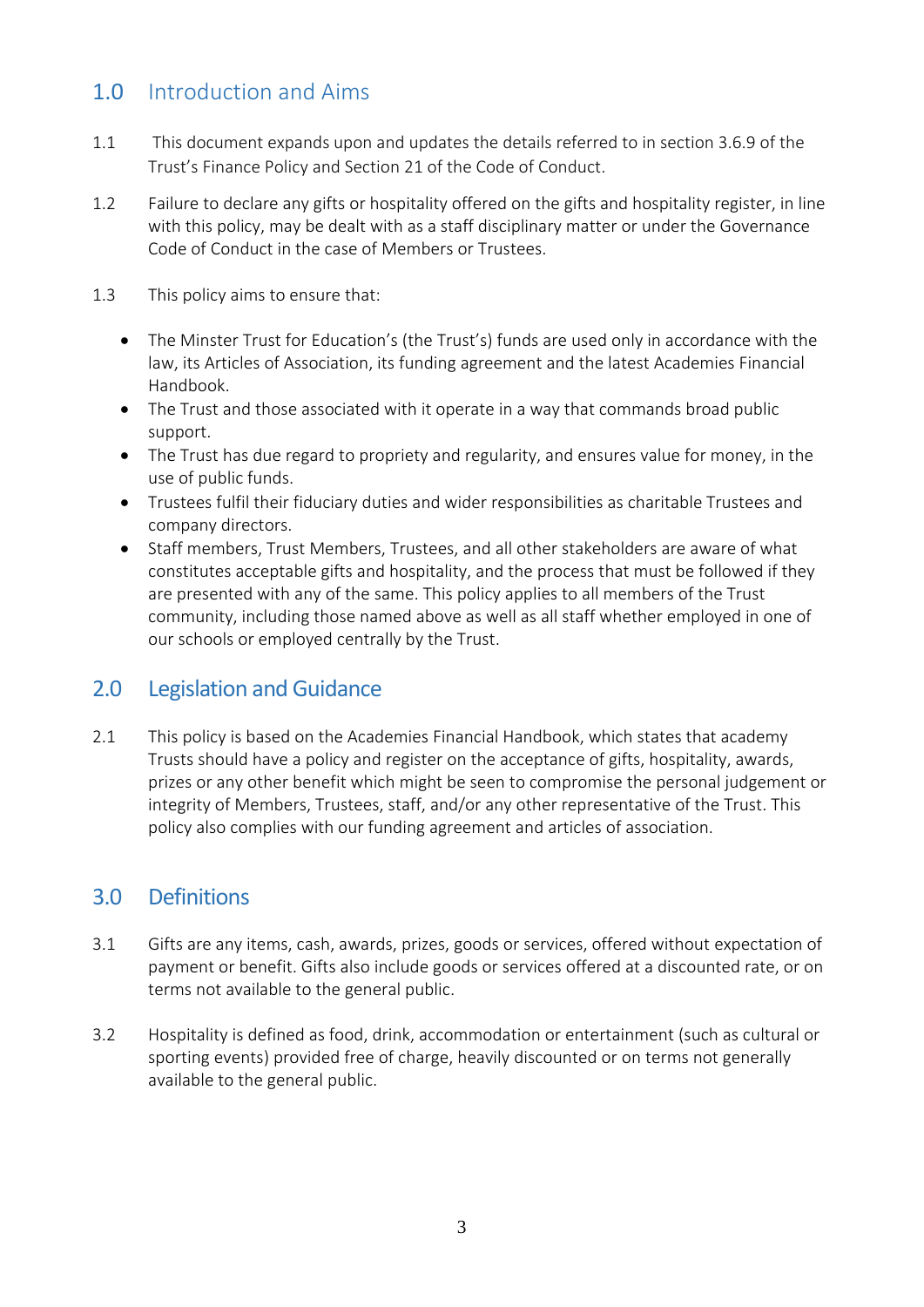## 1.0 Introduction and Aims

1.1 This document expands upon and updates the details referred to in section 3.6.9 of the Trust's Finance Policy and Section 21 of the Code of Conduct.

1.2 Failure to declare any gifts or hospitality offered on the gifts and hospitality register, in line with this policy, may be dealt with as a staff disciplinary matter or under the Governance Code of Conduct in the case of Members or Trustees.

1.3 This policy aims to ensure that:

- The Minster Trust for Education's (the Trust's) funds are used only in accordance with the law, its Articles of Association, its funding agreement and the latest Academies Financial Handbook.
- The Trust and those associated with it operate in a way that commands broad public support.
- The Trust has due regard to propriety and regularity, and ensures value for money, in the use of public funds.
- Trustees fulfil their fiduciary duties and wider responsibilities as charitable Trustees and company directors.
- Staff members, Trust Members, Trustees, and all other stakeholders are aware of what constitutes acceptable gifts and hospitality, and the process that must be followed if they are presented with any of the same. This policy applies to all members of the Trust community, including those named above as well as all staff whether employed in one of our schools or employed centrally by the Trust.

## 2.0 Legislation and Guidance

2.1 This policy is based on the Academies Financial Handbook, which states that academy Trusts should have a policy and register on the acceptance of gifts, hospitality, awards, prizes or any other benefit which might be seen to compromise the personal judgement or integrity of Members, Trustees, staff, and/or any other representative of the Trust. This policy also complies with our funding agreement and articles of association.

## 3.0 Definitions

3.1 Gifts are any items, cash, awards, prizes, goods or services, offered without expectation of payment or benefit. Gifts also include goods or services offered at a discounted rate, or on terms not available to the general public.

3.2 Hospitality is defined as food, drink, accommodation or entertainment (such as cultural or sporting events) provided free of charge, heavily discounted or on terms not generally available to the general public.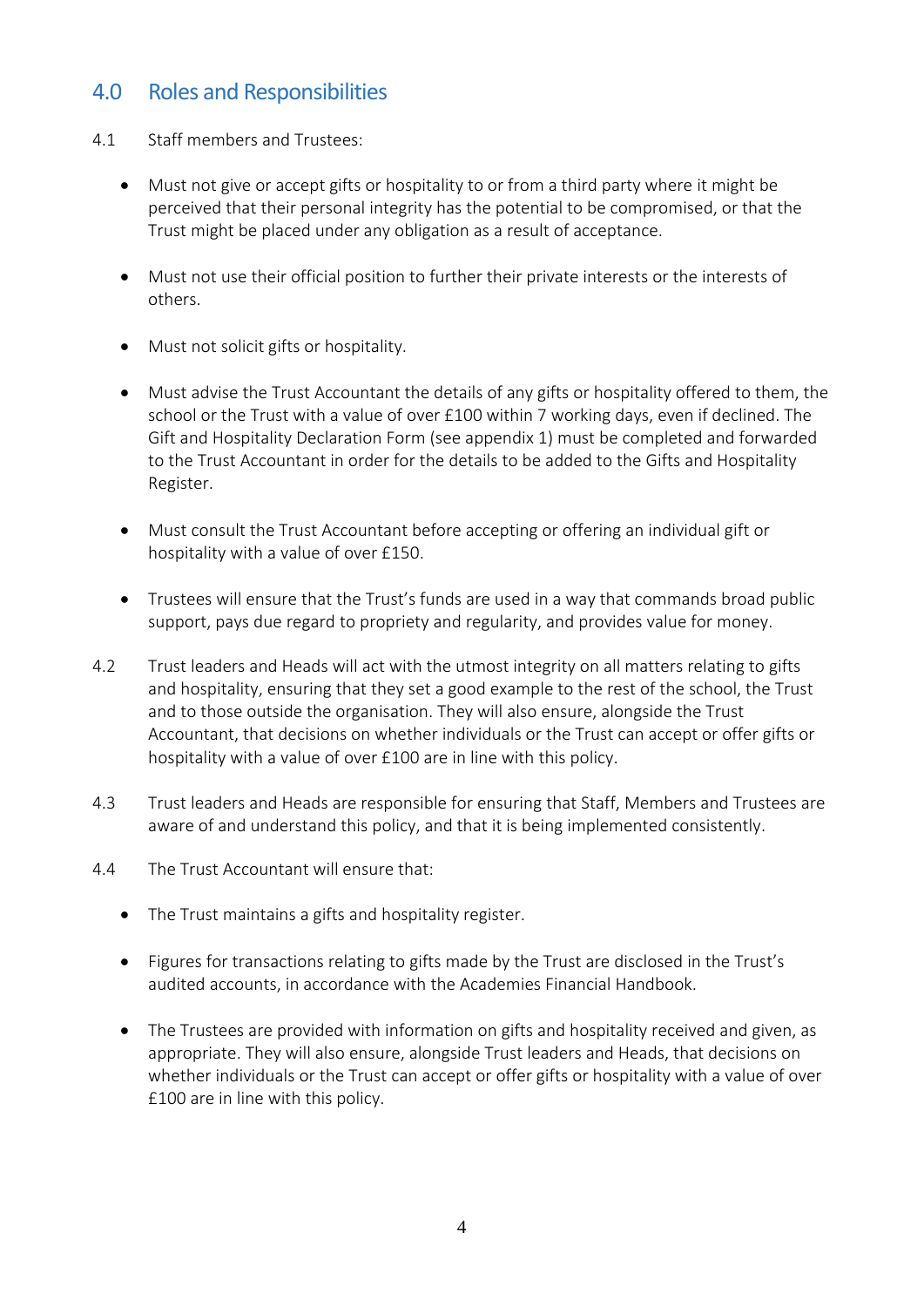## 4.0 Roles and Responsibilities

4.1 Staff members and Trustees:

- Must not give or accept gifts or hospitality to or from a third party where it might be perceived that their personal integrity has the potential to be compromised, or that the Trust might be placed under any obligation as a result of acceptance.

- Must not use their official position to further their private interests or the interests of others.

- Must not solicit gifts or hospitality.

- Must advise the Trust Accountant the details of any gifts or hospitality offered to them, the school or the Trust with a value of over £100 within 7 working days, even if declined. The Gift and Hospitality Declaration Form (see appendix 1) must be completed and forwarded to the Trust Accountant in order for the details to be added to the Gifts and Hospitality Register.

- Must consult the Trust Accountant before accepting or offering an individual gift or hospitality with a value of over £150.

- Trustees will ensure that the Trust's funds are used in a way that commands broad public support, pays due regard to propriety and regularity, and provides value for money.

4.2 Trust leaders and Heads will act with the utmost integrity on all matters relating to gifts and hospitality, ensuring that they set a good example to the rest of the school, the Trust and to those outside the organisation. They will also ensure, alongside the Trust Accountant, that decisions on whether individuals or the Trust can accept or offer gifts or hospitality with a value of over £100 are in line with this policy.

4.3 Trust leaders and Heads are responsible for ensuring that Staff, Members and Trustees are aware of and understand this policy, and that it is being implemented consistently.

4.4 The Trust Accountant will ensure that:

- The Trust maintains a gifts and hospitality register.

- Figures for transactions relating to gifts made by the Trust are disclosed in the Trust's audited accounts, in accordance with the Academies Financial Handbook.

- The Trustees are provided with information on gifts and hospitality received and given, as appropriate. They will also ensure, alongside Trust leaders and Heads, that decisions on whether individuals or the Trust can accept or offer gifts or hospitality with a value of over £100 are in line with this policy.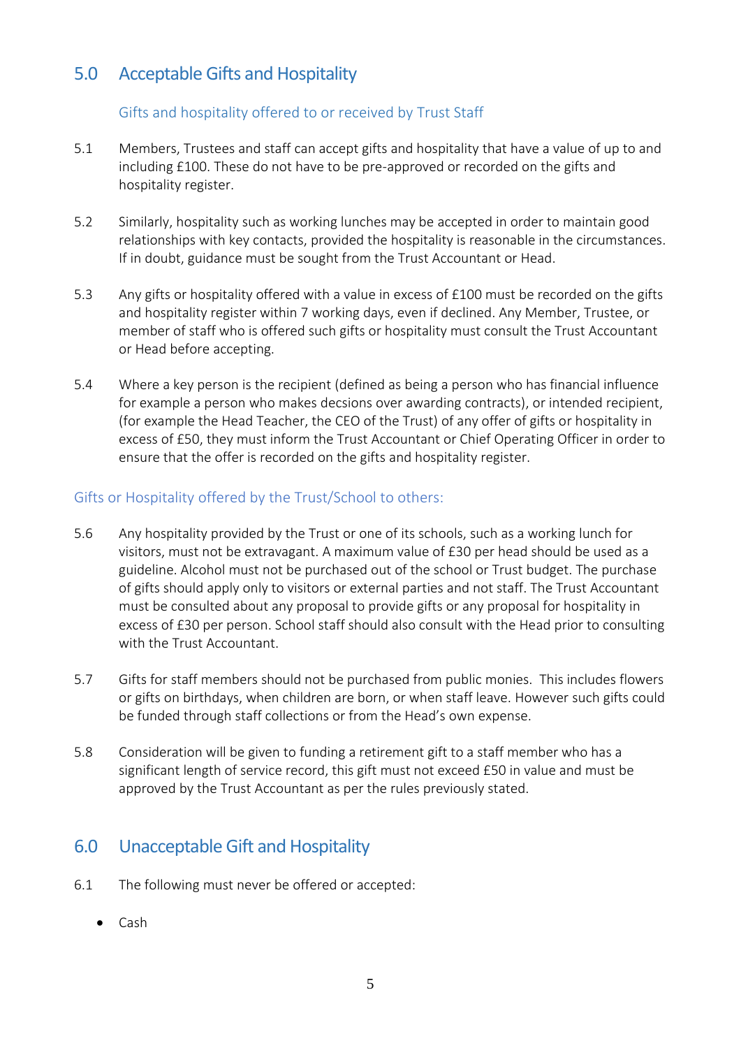## 5.0 Acceptable Gifts and Hospitality

### Gifts and hospitality offered to or received by Trust Staff

5.1 Members, Trustees and staff can accept gifts and hospitality that have a value of up to and including £100. These do not have to be pre-approved or recorded on the gifts and hospitality register.

5.2 Similarly, hospitality such as working lunches may be accepted in order to maintain good relationships with key contacts, provided the hospitality is reasonable in the circumstances. If in doubt, guidance must be sought from the Trust Accountant or Head.

5.3 Any gifts or hospitality offered with a value in excess of £100 must be recorded on the gifts and hospitality register within 7 working days, even if declined. Any Member, Trustee, or member of staff who is offered such gifts or hospitality must consult the Trust Accountant or Head before accepting.

5.4 Where a key person is the recipient (defined as being a person who has financial influence for example a person who makes decsions over awarding contracts), or intended recipient, (for example the Head Teacher, the CEO of the Trust) of any offer of gifts or hospitality in excess of £50, they must inform the Trust Accountant or Chief Operating Officer in order to ensure that the offer is recorded on the gifts and hospitality register.

### Gifts or Hospitality offered by the Trust/School to others:

5.6 Any hospitality provided by the Trust or one of its schools, such as a working lunch for visitors, must not be extravagant. A maximum value of £30 per head should be used as a guideline. Alcohol must not be purchased out of the school or Trust budget. The purchase of gifts should apply only to visitors or external parties and not staff. The Trust Accountant must be consulted about any proposal to provide gifts or any proposal for hospitality in excess of £30 per person. School staff should also consult with the Head prior to consulting with the Trust Accountant.

5.7 Gifts for staff members should not be purchased from public monies. This includes flowers or gifts on birthdays, when children are born, or when staff leave. However such gifts could be funded through staff collections or from the Head's own expense.

5.8 Consideration will be given to funding a retirement gift to a staff member who has a significant length of service record, this gift must not exceed £50 in value and must be approved by the Trust Accountant as per the rules previously stated.

## 6.0 Unacceptable Gift and Hospitality

6.1 The following must never be offered or accepted:

- Cash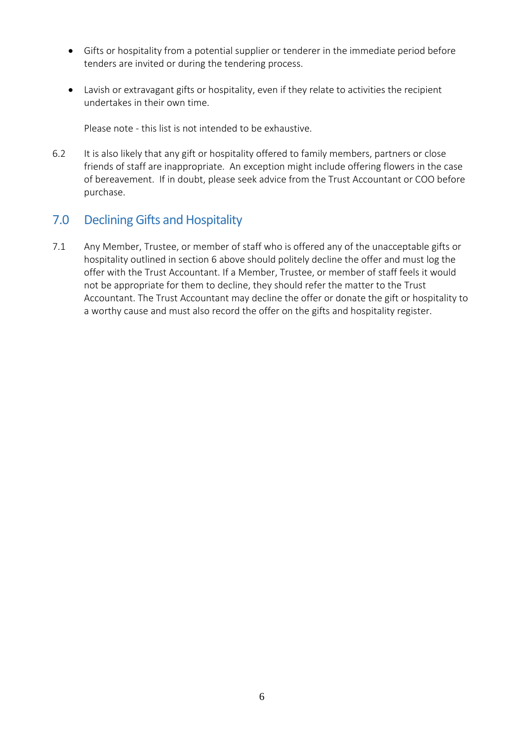- Gifts or hospitality from a potential supplier or tenderer in the immediate period before tenders are invited or during the tendering process.

- Lavish or extravagant gifts or hospitality, even if they relate to activities the recipient undertakes in their own time.

  Please note - this list is not intended to be exhaustive.

6.2 It is also likely that any gift or hospitality offered to family members, partners or close friends of staff are inappropriate. An exception might include offering flowers in the case of bereavement. If in doubt, please seek advice from the Trust Accountant or COO before purchase.

## 7.0 Declining Gifts and Hospitality

7.1 Any Member, Trustee, or member of staff who is offered any of the unacceptable gifts or hospitality outlined in section 6 above should politely decline the offer and must log the offer with the Trust Accountant. If a Member, Trustee, or member of staff feels it would not be appropriate for them to decline, they should refer the matter to the Trust Accountant. The Trust Accountant may decline the offer or donate the gift or hospitality to a worthy cause and must also record the offer on the gifts and hospitality register.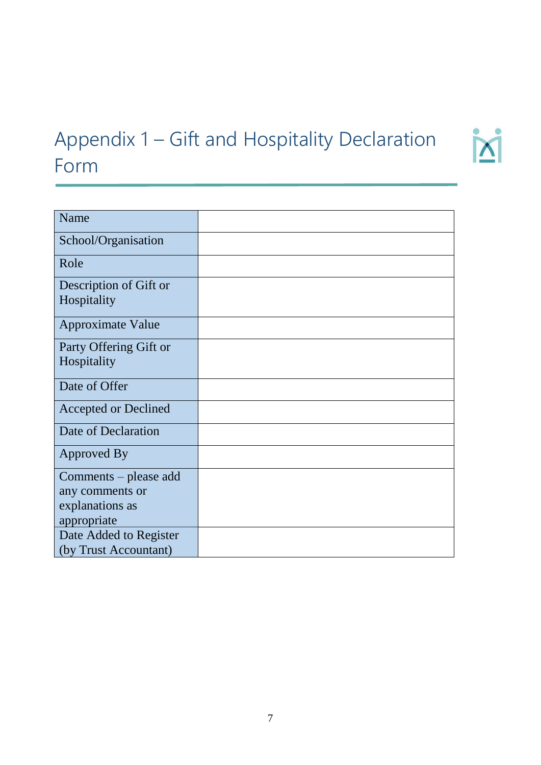# Appendix 1 – Gift and Hospitality Declaration Form

| | |
|---|---|
| Name | |
| School/Organisation | |
| Role | |
| Description of Gift or Hospitality | |
| Approximate Value | |
| Party Offering Gift or Hospitality | |
| Date of Offer | |
| Accepted or Declined | |
| Date of Declaration | |
| Approved By | |
| Comments – please add any comments or explanations as appropriate | |
| Date Added to Register (by Trust Accountant) | |